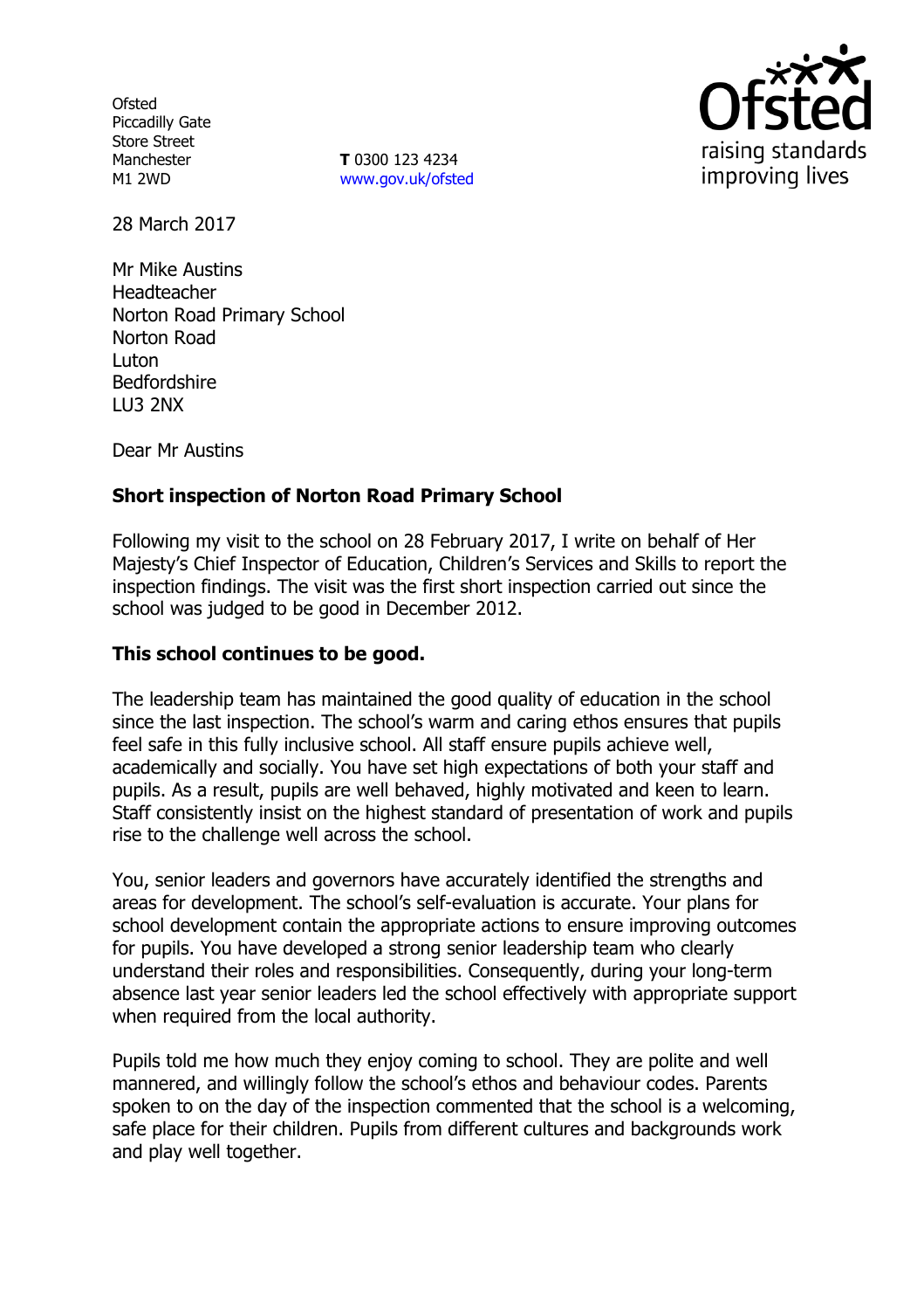Ofsted
Piccadilly Gate
Store Street
Manchester
M1 2WD

**T** 0300 123 4234
www.gov.uk/ofsted

28 March 2017

Mr Mike Austins
Headteacher
Norton Road Primary School
Norton Road
Luton
Bedfordshire
LU3 2NX

Dear Mr Austins

**Short inspection of Norton Road Primary School**

Following my visit to the school on 28 February 2017, I write on behalf of Her Majesty's Chief Inspector of Education, Children's Services and Skills to report the inspection findings. The visit was the first short inspection carried out since the school was judged to be good in December 2012.

**This school continues to be good.**

The leadership team has maintained the good quality of education in the school since the last inspection. The school's warm and caring ethos ensures that pupils feel safe in this fully inclusive school. All staff ensure pupils achieve well, academically and socially. You have set high expectations of both your staff and pupils. As a result, pupils are well behaved, highly motivated and keen to learn. Staff consistently insist on the highest standard of presentation of work and pupils rise to the challenge well across the school.

You, senior leaders and governors have accurately identified the strengths and areas for development. The school's self-evaluation is accurate. Your plans for school development contain the appropriate actions to ensure improving outcomes for pupils. You have developed a strong senior leadership team who clearly understand their roles and responsibilities. Consequently, during your long-term absence last year senior leaders led the school effectively with appropriate support when required from the local authority.

Pupils told me how much they enjoy coming to school. They are polite and well mannered, and willingly follow the school's ethos and behaviour codes. Parents spoken to on the day of the inspection commented that the school is a welcoming, safe place for their children. Pupils from different cultures and backgrounds work and play well together.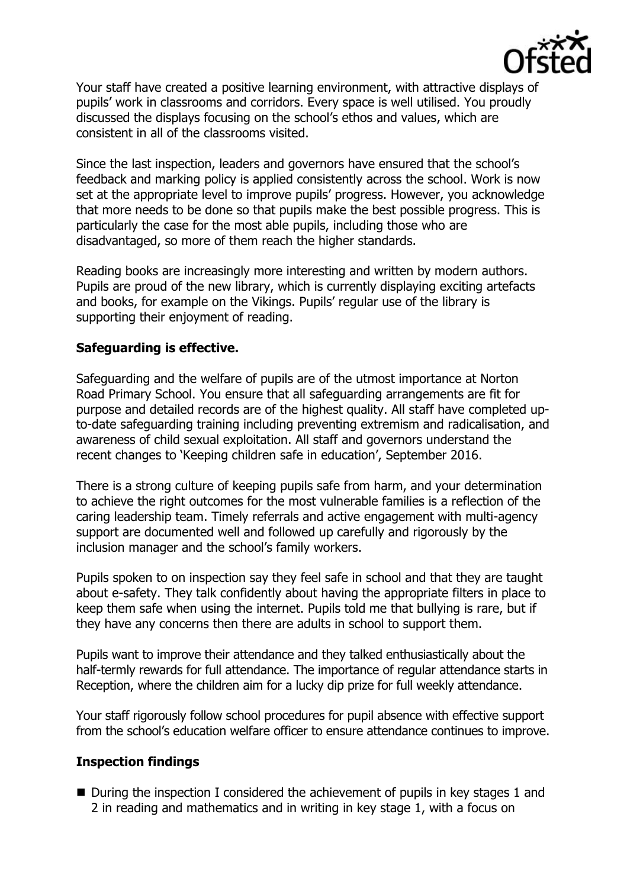Your staff have created a positive learning environment, with attractive displays of pupils' work in classrooms and corridors. Every space is well utilised. You proudly discussed the displays focusing on the school's ethos and values, which are consistent in all of the classrooms visited.

Since the last inspection, leaders and governors have ensured that the school's feedback and marking policy is applied consistently across the school. Work is now set at the appropriate level to improve pupils' progress. However, you acknowledge that more needs to be done so that pupils make the best possible progress. This is particularly the case for the most able pupils, including those who are disadvantaged, so more of them reach the higher standards.

Reading books are increasingly more interesting and written by modern authors. Pupils are proud of the new library, which is currently displaying exciting artefacts and books, for example on the Vikings. Pupils' regular use of the library is supporting their enjoyment of reading.

**Safeguarding is effective.**

Safeguarding and the welfare of pupils are of the utmost importance at Norton Road Primary School. You ensure that all safeguarding arrangements are fit for purpose and detailed records are of the highest quality. All staff have completed up-to-date safeguarding training including preventing extremism and radicalisation, and awareness of child sexual exploitation. All staff and governors understand the recent changes to 'Keeping children safe in education', September 2016.

There is a strong culture of keeping pupils safe from harm, and your determination to achieve the right outcomes for the most vulnerable families is a reflection of the caring leadership team. Timely referrals and active engagement with multi-agency support are documented well and followed up carefully and rigorously by the inclusion manager and the school's family workers.

Pupils spoken to on inspection say they feel safe in school and that they are taught about e-safety. They talk confidently about having the appropriate filters in place to keep them safe when using the internet. Pupils told me that bullying is rare, but if they have any concerns then there are adults in school to support them.

Pupils want to improve their attendance and they talked enthusiastically about the half-termly rewards for full attendance. The importance of regular attendance starts in Reception, where the children aim for a lucky dip prize for full weekly attendance.

Your staff rigorously follow school procedures for pupil absence with effective support from the school's education welfare officer to ensure attendance continues to improve.

**Inspection findings**

- During the inspection I considered the achievement of pupils in key stages 1 and 2 in reading and mathematics and in writing in key stage 1, with a focus on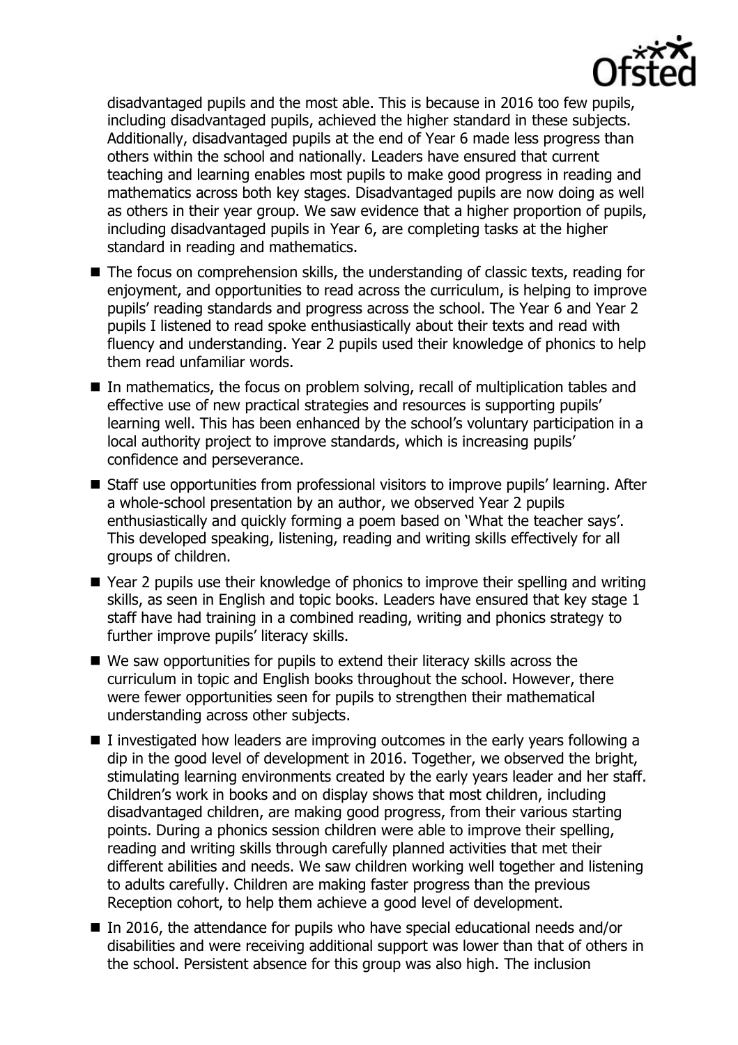disadvantaged pupils and the most able. This is because in 2016 too few pupils, including disadvantaged pupils, achieved the higher standard in these subjects. Additionally, disadvantaged pupils at the end of Year 6 made less progress than others within the school and nationally. Leaders have ensured that current teaching and learning enables most pupils to make good progress in reading and mathematics across both key stages. Disadvantaged pupils are now doing as well as others in their year group. We saw evidence that a higher proportion of pupils, including disadvantaged pupils in Year 6, are completing tasks at the higher standard in reading and mathematics.

- The focus on comprehension skills, the understanding of classic texts, reading for enjoyment, and opportunities to read across the curriculum, is helping to improve pupils' reading standards and progress across the school. The Year 6 and Year 2 pupils I listened to read spoke enthusiastically about their texts and read with fluency and understanding. Year 2 pupils used their knowledge of phonics to help them read unfamiliar words.
- In mathematics, the focus on problem solving, recall of multiplication tables and effective use of new practical strategies and resources is supporting pupils' learning well. This has been enhanced by the school's voluntary participation in a local authority project to improve standards, which is increasing pupils' confidence and perseverance.
- Staff use opportunities from professional visitors to improve pupils' learning. After a whole-school presentation by an author, we observed Year 2 pupils enthusiastically and quickly forming a poem based on 'What the teacher says'. This developed speaking, listening, reading and writing skills effectively for all groups of children.
- Year 2 pupils use their knowledge of phonics to improve their spelling and writing skills, as seen in English and topic books. Leaders have ensured that key stage 1 staff have had training in a combined reading, writing and phonics strategy to further improve pupils' literacy skills.
- We saw opportunities for pupils to extend their literacy skills across the curriculum in topic and English books throughout the school. However, there were fewer opportunities seen for pupils to strengthen their mathematical understanding across other subjects.
- I investigated how leaders are improving outcomes in the early years following a dip in the good level of development in 2016. Together, we observed the bright, stimulating learning environments created by the early years leader and her staff. Children's work in books and on display shows that most children, including disadvantaged children, are making good progress, from their various starting points. During a phonics session children were able to improve their spelling, reading and writing skills through carefully planned activities that met their different abilities and needs. We saw children working well together and listening to adults carefully. Children are making faster progress than the previous Reception cohort, to help them achieve a good level of development.
- In 2016, the attendance for pupils who have special educational needs and/or disabilities and were receiving additional support was lower than that of others in the school. Persistent absence for this group was also high. The inclusion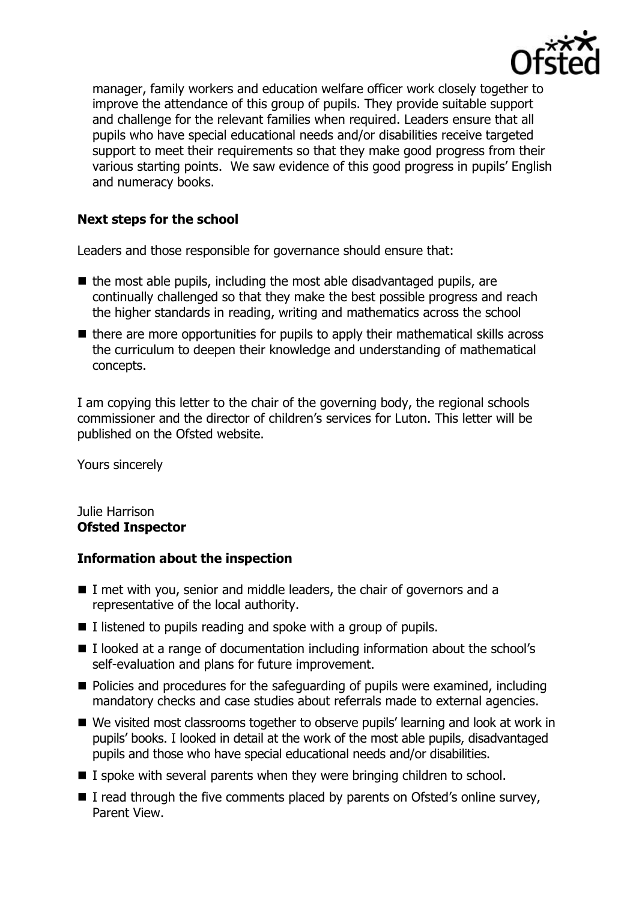manager, family workers and education welfare officer work closely together to improve the attendance of this group of pupils. They provide suitable support and challenge for the relevant families when required. Leaders ensure that all pupils who have special educational needs and/or disabilities receive targeted support to meet their requirements so that they make good progress from their various starting points. We saw evidence of this good progress in pupils' English and numeracy books.

## Next steps for the school

Leaders and those responsible for governance should ensure that:

- the most able pupils, including the most able disadvantaged pupils, are continually challenged so that they make the best possible progress and reach the higher standards in reading, writing and mathematics across the school
- there are more opportunities for pupils to apply their mathematical skills across the curriculum to deepen their knowledge and understanding of mathematical concepts.

I am copying this letter to the chair of the governing body, the regional schools commissioner and the director of children's services for Luton. This letter will be published on the Ofsted website.

Yours sincerely

Julie Harrison
**Ofsted Inspector**

## Information about the inspection

- I met with you, senior and middle leaders, the chair of governors and a representative of the local authority.
- I listened to pupils reading and spoke with a group of pupils.
- I looked at a range of documentation including information about the school's self-evaluation and plans for future improvement.
- Policies and procedures for the safeguarding of pupils were examined, including mandatory checks and case studies about referrals made to external agencies.
- We visited most classrooms together to observe pupils' learning and look at work in pupils' books. I looked in detail at the work of the most able pupils, disadvantaged pupils and those who have special educational needs and/or disabilities.
- I spoke with several parents when they were bringing children to school.
- I read through the five comments placed by parents on Ofsted's online survey, Parent View.